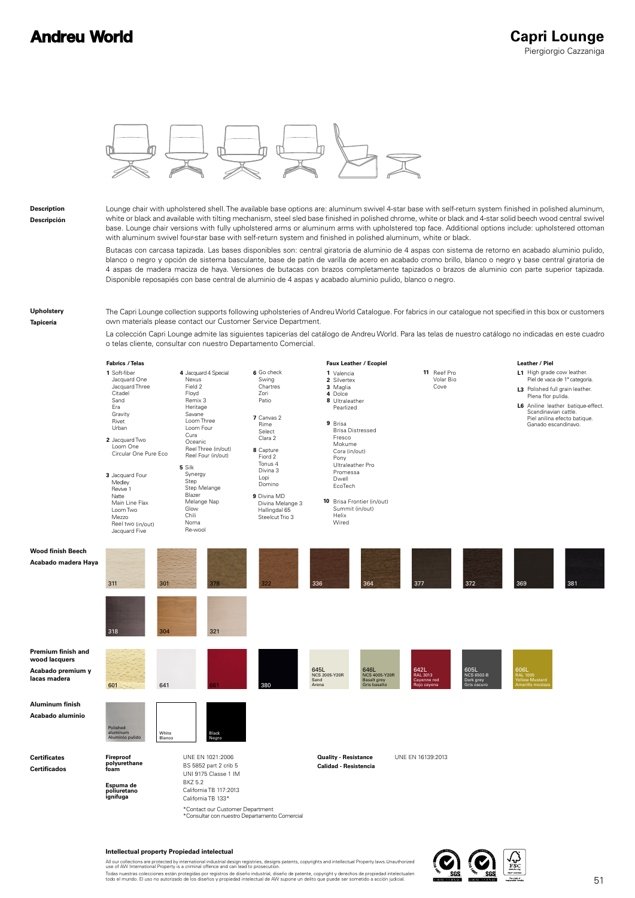# Andreu World

## Capri Lounge

Piergiorgio Cazzaniga

**Description**
**Descripción**

Lounge chair with upholstered shell. The available base options are: aluminum swivel 4-star base with self-return system finished in polished aluminum, white or black and available with tilting mechanism, steel sled base finished in polished chrome, white or black and 4-star solid beech wood central swivel base. Lounge chair versions with fully upholstered arms or aluminum arms with upholstered top face. Additional options include: upholstered ottoman with aluminum swivel four-star base with self-return system and finished in polished aluminum, white or black.

Butacas con carcasa tapizada. Las bases disponibles son: central giratoria de aluminio de 4 aspas con sistema de retorno en acabado aluminio pulido, blanco o negro y opción de sistema basculante, base de patín de varilla de acero en acabado cromo brillo, blanco o negro y base central giratoria de 4 aspas de madera maciza de haya. Versiones de butacas con brazos completamente tapizados o brazos de aluminio con parte superior tapizada. Disponible reposapiés con base central de aluminio de 4 aspas y acabado aluminio pulido, blanco o negro.

**Upholstery**
**Tapicería**

The Capri Lounge collection supports following upholsteries of Andreu World Catalogue. For fabrics in our catalogue not specified in this box or customers own materials please contact our Customer Service Department.

La colección Capri Lounge admite las siguientes tapicerías del catálogo de Andreu World. Para las telas de nuestro catálogo no indicadas en este cuadro o telas cliente, consultar con nuestro Departamento Comercial.

**Fabrics / Telas**

- **1** Soft-fiber, Jacquard One, Jacquard Three, Citadel, Sand, Era, Gravity, Rivet, Urban
- **2** Jacquard Two, Loom One, Circular One Pure Eco
- **3** Jacquard Four, Medley, Revive 1, Natte, Main Line Flax, Loom Two, Mezzo, Reel two (in/out), Jacquard Five
- **4** Jacquard 4 Special, Nexus, Field 2, Floyd, Remix 3, Heritage, Savane, Loom Three, Loom Four, Cura, Oceanic, Reel Three (in/out), Reel Four (in/out)
- **5** Silk, Synergy, Step, Step Melange, Blazer, Melange Nap, Glow, Chili, Noma, Re-wool
- **6** Go check, Swing, Chartres, Zori, Patio
- **7** Canvas 2, Rime, Select, Clara 2
- **8** Capture, Fiord 2, Tonus 4, Divina 3, Lopi, Domino
- **9** Divina MD, Divina Melange 3, Hallingdal 65, Steelcut Trio 3

**Faux Leather / Ecopiel**

- **1** Valencia
- **2** Silvertex
- **3** Maglia
- **4** Dolce
- **8** Ultraleather, Pearlized
- **9** Brisa, Brisa Distressed, Fresco, Mokume, Cora (in/out), Pony, Ultraleather Pro, Promessa, Dwell, EcoTech
- **10** Brisa Frontier (in/out), Summit (in/out), Helix, Wired
- **11** Reef Pro, Volar Bio, Cove

**Leather / Piel**

- **L1** High grade cow leather. Piel de vaca de 1ª categoría.
- **L3** Polished full grain leather. Plena flor pulida.
- **L6** Aniline leather batique-effect. Scandinavian cattle. Piel anilina efecto batique. Ganado escandinavo.

**Wood finish Beech**
**Acabado madera Haya**

311, 301, 378, 322, 336, 364, 377, 372, 369, 381, 318, 304, 321

**Premium finish and wood lacquers**
**Acabado premium y lacas madera**

601, 641, 661, 380, 645L NCS 2005-Y20R Sand Arena, 646L NCS 4005-Y20R Basalt grey Gris basalto, 642L RAL 3013 Cayenne red Rojo cayena, 605L NCS 6502-B Dark grey Gris oscuro, 606L RAL 1005 Yellow Mustard Amarillo mostaza

**Aluminum finish**
**Acabado aluminio**

Polished aluminum / Aluminio pulido, White / Blanco, Black / Negro

**Certificates**
**Certificados**

**Fireproof polyurethane foam**
**Espuma de poliuretano ignífuga**

UNE EN 1021:2006
BS 5852 part 2 crib 5
UNI 9175 Classe 1 IM
BKZ 5.2
California TB 117:2013
California TB 133*

*Contact our Customer Department
*Consultar con nuestro Departamento Comercial

**Quality - Resistance**
**Calidad - Resistencia**

UNE EN 16139:2013

**Intellectual property Propiedad intelectual**

All our collections are protected by international industrial design registries, designs patents, copyrights and intellectual Property laws. Unauthorized use of AW International Property is a criminal offence and can lead to prosecution.

Todas nuestras colecciones están protegidas por registros de diseño industrial, diseño de patente, copyright y derechos de propiedad intelectual en todo el mundo. El uso no autorizado de los diseños y propiedad intelectual de AW supone un delito que puede ser sometido a acción judicial.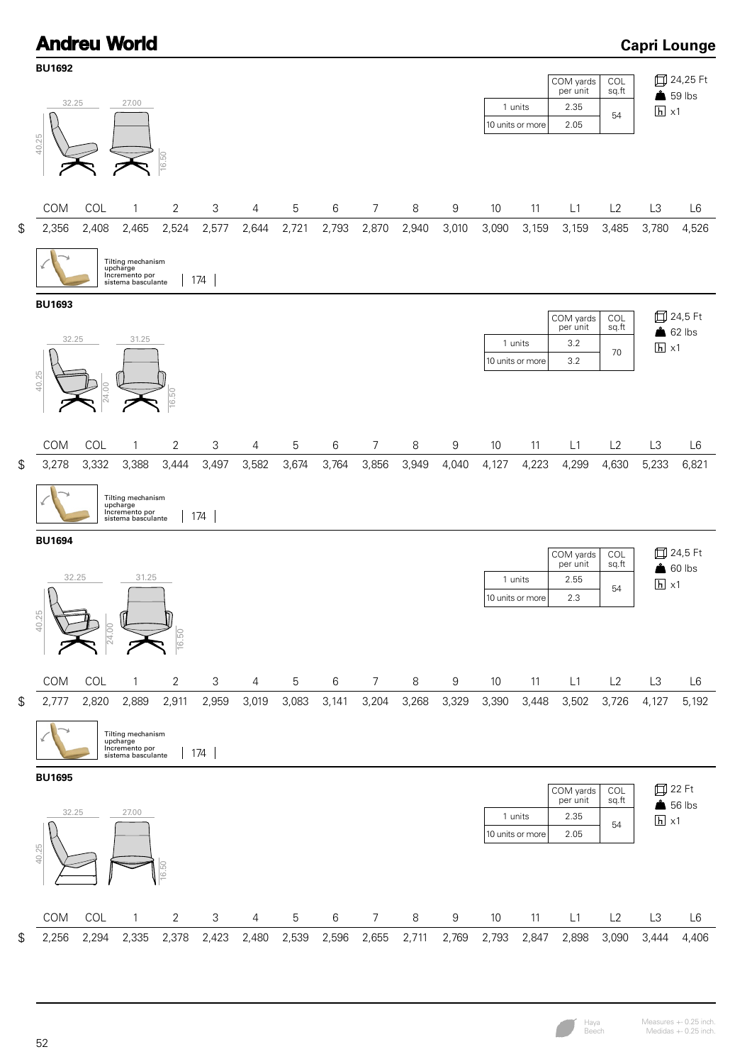# Andreu World

## Capri Lounge

### BU1692

32.25 | 27.00 | 40.25 | 16.50

| | COM yards per unit | COL sq.ft |
|---|---|---|
| 1 units | 2.35 | 54 |
| 10 units or more | 2.05 | |

24,25 Ft
59 lbs
x1

| | COM | COL | 1 | 2 | 3 | 4 | 5 | 6 | 7 | 8 | 9 | 10 | 11 | L1 | L2 | L3 | L6 |
|---|---|---|---|---|---|---|---|---|---|---|---|---|---|---|---|---|---|
| $ | 2,356 | 2,408 | 2,465 | 2,524 | 2,577 | 2,644 | 2,721 | 2,793 | 2,870 | 2,940 | 3,010 | 3,090 | 3,159 | 3,159 | 3,485 | 3,780 | 4,526 |

Tilting mechanism upcharge
Incremento por sistema basculante | 174 |

### BU1693

32.25 | 31.25 | 40.25 | 24.00 | 16.50

| | COM yards per unit | COL sq.ft |
|---|---|---|
| 1 units | 3.2 | 70 |
| 10 units or more | 3.2 | |

24,5 Ft
62 lbs
x1

| | COM | COL | 1 | 2 | 3 | 4 | 5 | 6 | 7 | 8 | 9 | 10 | 11 | L1 | L2 | L3 | L6 |
|---|---|---|---|---|---|---|---|---|---|---|---|---|---|---|---|---|---|
| $ | 3,278 | 3,332 | 3,388 | 3,444 | 3,497 | 3,582 | 3,674 | 3,764 | 3,856 | 3,949 | 4,040 | 4,127 | 4,223 | 4,299 | 4,630 | 5,233 | 6,821 |

Tilting mechanism upcharge
Incremento por sistema basculante | 174 |

### BU1694

32.25 | 31.25 | 40.25 | 24.00 | 16.50

| | COM yards per unit | COL sq.ft |
|---|---|---|
| 1 units | 2.55 | 54 |
| 10 units or more | 2.3 | |

24,5 Ft
60 lbs
x1

| | COM | COL | 1 | 2 | 3 | 4 | 5 | 6 | 7 | 8 | 9 | 10 | 11 | L1 | L2 | L3 | L6 |
|---|---|---|---|---|---|---|---|---|---|---|---|---|---|---|---|---|---|
| $ | 2,777 | 2,820 | 2,889 | 2,911 | 2,959 | 3,019 | 3,083 | 3,141 | 3,204 | 3,268 | 3,329 | 3,390 | 3,448 | 3,502 | 3,726 | 4,127 | 5,192 |

Tilting mechanism upcharge
Incremento por sistema basculante | 174 |

### BU1695

32.25 | 27.00 | 40.25 | 16.50

| | COM yards per unit | COL sq.ft |
|---|---|---|
| 1 units | 2.35 | 54 |
| 10 units or more | 2.05 | |

22 Ft
56 lbs
x1

| | COM | COL | 1 | 2 | 3 | 4 | 5 | 6 | 7 | 8 | 9 | 10 | 11 | L1 | L2 | L3 | L6 |
|---|---|---|---|---|---|---|---|---|---|---|---|---|---|---|---|---|---|
| $ | 2,256 | 2,294 | 2,335 | 2,378 | 2,423 | 2,480 | 2,539 | 2,596 | 2,655 | 2,711 | 2,769 | 2,793 | 2,847 | 2,898 | 3,090 | 3,444 | 4,406 |

Haya
Beech

Measures +- 0.25 inch.
Medidas +- 0.25 inch.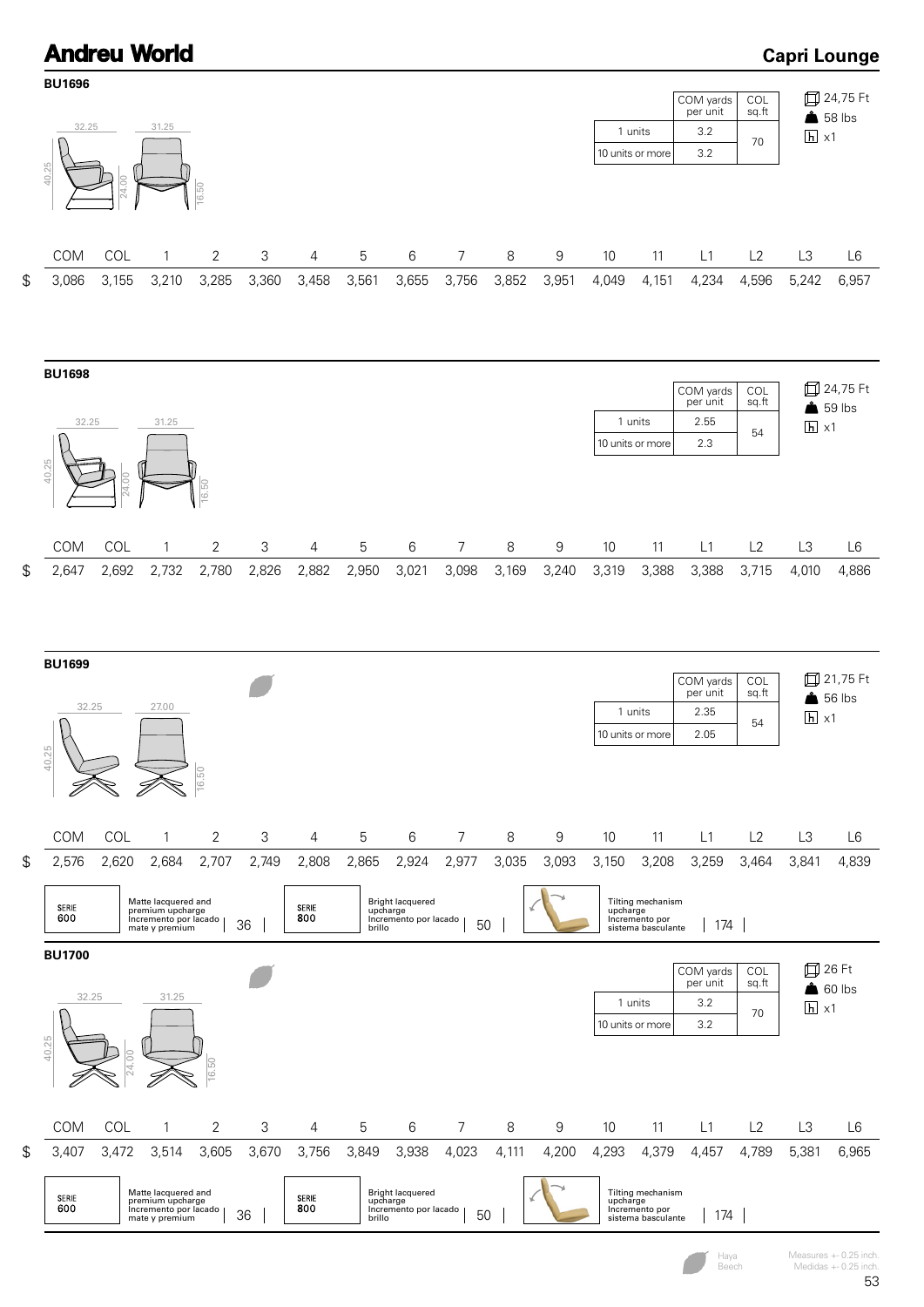# Andreu World

## Capri Lounge

### BU1696

32.25 | 31.25 | 40.25 | 24.00 | 16.50

| | COM yards per unit | COL sq.ft |
|---|---|---|
| 1 units | 3.2 | 70 |
| 10 units or more | 3.2 | |

24,75 Ft
58 lbs
x1

| | COM | COL | 1 | 2 | 3 | 4 | 5 | 6 | 7 | 8 | 9 | 10 | 11 | L1 | L2 | L3 | L6 |
|---|---|---|---|---|---|---|---|---|---|---|---|---|---|---|---|---|---|
| $ | 3,086 | 3,155 | 3,210 | 3,285 | 3,360 | 3,458 | 3,561 | 3,655 | 3,756 | 3,852 | 3,951 | 4,049 | 4,151 | 4,234 | 4,596 | 5,242 | 6,957 |

### BU1698

32.25 | 31.25 | 40.25 | 24.00 | 16.50

| | COM yards per unit | COL sq.ft |
|---|---|---|
| 1 units | 2.55 | 54 |
| 10 units or more | 2.3 | |

24,75 Ft
59 lbs
x1

| | COM | COL | 1 | 2 | 3 | 4 | 5 | 6 | 7 | 8 | 9 | 10 | 11 | L1 | L2 | L3 | L6 |
|---|---|---|---|---|---|---|---|---|---|---|---|---|---|---|---|---|---|
| $ | 2,647 | 2,692 | 2,732 | 2,780 | 2,826 | 2,882 | 2,950 | 3,021 | 3,098 | 3,169 | 3,240 | 3,319 | 3,388 | 3,388 | 3,715 | 4,010 | 4,886 |

### BU1699

32.25 | 27.00 | 40.25 | 16.50

| | COM yards per unit | COL sq.ft |
|---|---|---|
| 1 units | 2.35 | 54 |
| 10 units or more | 2.05 | |

21,75 Ft
56 lbs
x1

| | COM | COL | 1 | 2 | 3 | 4 | 5 | 6 | 7 | 8 | 9 | 10 | 11 | L1 | L2 | L3 | L6 |
|---|---|---|---|---|---|---|---|---|---|---|---|---|---|---|---|---|---|
| $ | 2,576 | 2,620 | 2,684 | 2,707 | 2,749 | 2,808 | 2,865 | 2,924 | 2,977 | 3,035 | 3,093 | 3,150 | 3,208 | 3,259 | 3,464 | 3,841 | 4,839 |

| SERIE 600 | Matte lacquered and premium upcharge / Incremento por lacado mate y premium | 36 | SERIE 800 | Bright lacquered upcharge / Incremento por lacado brillo | 50 | | Tilting mechanism upcharge / Incremento por sistema basculante | 174 |
|---|---|---|---|---|---|---|---|---|

### BU1700

32.25 | 31.25 | 40.25 | 24.00 | 16.50

| | COM yards per unit | COL sq.ft |
|---|---|---|
| 1 units | 3.2 | 70 |
| 10 units or more | 3.2 | |

26 Ft
60 lbs
x1

| | COM | COL | 1 | 2 | 3 | 4 | 5 | 6 | 7 | 8 | 9 | 10 | 11 | L1 | L2 | L3 | L6 |
|---|---|---|---|---|---|---|---|---|---|---|---|---|---|---|---|---|---|
| $ | 3,407 | 3,472 | 3,514 | 3,605 | 3,670 | 3,756 | 3,849 | 3,938 | 4,023 | 4,111 | 4,200 | 4,293 | 4,379 | 4,457 | 4,789 | 5,381 | 6,965 |

| SERIE 600 | Matte lacquered and premium upcharge / Incremento por lacado mate y premium | 36 | SERIE 800 | Bright lacquered upcharge / Incremento por lacado brillo | 50 | | Tilting mechanism upcharge / Incremento por sistema basculante | 174 |
|---|---|---|---|---|---|---|---|---|

Haya
Beech

Measures +- 0.25 inch.
Medidas +- 0.25 inch.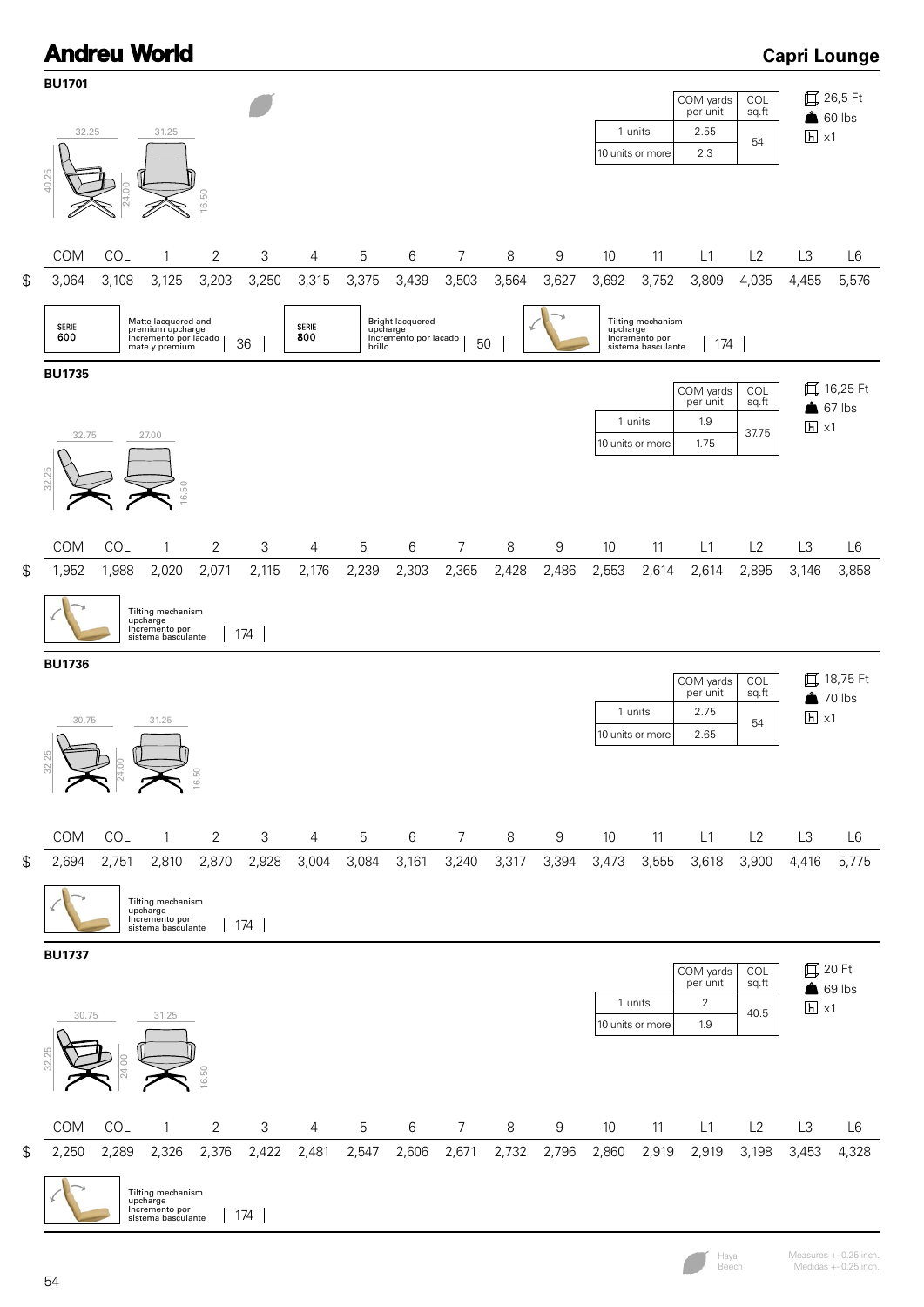# Andreu World

## Capri Lounge

### BU1701

32.25 | 31.25 | 40.25 | 24.00 | 16.50

| | COM yards per unit | COL sq.ft |
|---|---|---|
| 1 units | 2.55 | 54 |
| 10 units or more | 2.3 | |

26,5 Ft
60 lbs
x1

| | COM | COL | 1 | 2 | 3 | 4 | 5 | 6 | 7 | 8 | 9 | 10 | 11 | L1 | L2 | L3 | L6 |
|---|---|---|---|---|---|---|---|---|---|---|---|---|---|---|---|---|---|
| $ | 3,064 | 3,108 | 3,125 | 3,203 | 3,250 | 3,315 | 3,375 | 3,439 | 3,503 | 3,564 | 3,627 | 3,692 | 3,752 | 3,809 | 4,035 | 4,455 | 5,576 |

SERIE 600 — Matte lacquered and premium upcharge / Incremento por lacado mate y premium: 36

SERIE 800 — Bright lacquered upcharge / Incremento por lacado brillo: 50

Tilting mechanism upcharge / Incremento por sistema basculante: 174

### BU1735

32.75 | 27.00 | 32.25 | 16.50

| | COM yards per unit | COL sq.ft |
|---|---|---|
| 1 units | 1.9 | 37.75 |
| 10 units or more | 1.75 | |

16,25 Ft
67 lbs
x1

| | COM | COL | 1 | 2 | 3 | 4 | 5 | 6 | 7 | 8 | 9 | 10 | 11 | L1 | L2 | L3 | L6 |
|---|---|---|---|---|---|---|---|---|---|---|---|---|---|---|---|---|---|
| $ | 1,952 | 1,988 | 2,020 | 2,071 | 2,115 | 2,176 | 2,239 | 2,303 | 2,365 | 2,428 | 2,486 | 2,553 | 2,614 | 2,614 | 2,895 | 3,146 | 3,858 |

Tilting mechanism upcharge / Incremento por sistema basculante: 174

### BU1736

30.75 | 31.25 | 32.25 | 24.00 | 16.50

| | COM yards per unit | COL sq.ft |
|---|---|---|
| 1 units | 2.75 | 54 |
| 10 units or more | 2.65 | |

18,75 Ft
70 lbs
x1

| | COM | COL | 1 | 2 | 3 | 4 | 5 | 6 | 7 | 8 | 9 | 10 | 11 | L1 | L2 | L3 | L6 |
|---|---|---|---|---|---|---|---|---|---|---|---|---|---|---|---|---|---|
| $ | 2,694 | 2,751 | 2,810 | 2,870 | 2,928 | 3,004 | 3,084 | 3,161 | 3,240 | 3,317 | 3,394 | 3,473 | 3,555 | 3,618 | 3,900 | 4,416 | 5,775 |

Tilting mechanism upcharge / Incremento por sistema basculante: 174

### BU1737

30.75 | 31.25 | 32.25 | 24.00 | 16.50

| | COM yards per unit | COL sq.ft |
|---|---|---|
| 1 units | 2 | 40.5 |
| 10 units or more | 1.9 | |

20 Ft
69 lbs
x1

| | COM | COL | 1 | 2 | 3 | 4 | 5 | 6 | 7 | 8 | 9 | 10 | 11 | L1 | L2 | L3 | L6 |
|---|---|---|---|---|---|---|---|---|---|---|---|---|---|---|---|---|---|
| $ | 2,250 | 2,289 | 2,326 | 2,376 | 2,422 | 2,481 | 2,547 | 2,606 | 2,671 | 2,732 | 2,796 | 2,860 | 2,919 | 2,919 | 3,198 | 3,453 | 4,328 |

Tilting mechanism upcharge / Incremento por sistema basculante: 174

Haya / Beech

Measures +- 0.25 inch. / Medidas +- 0.25 inch.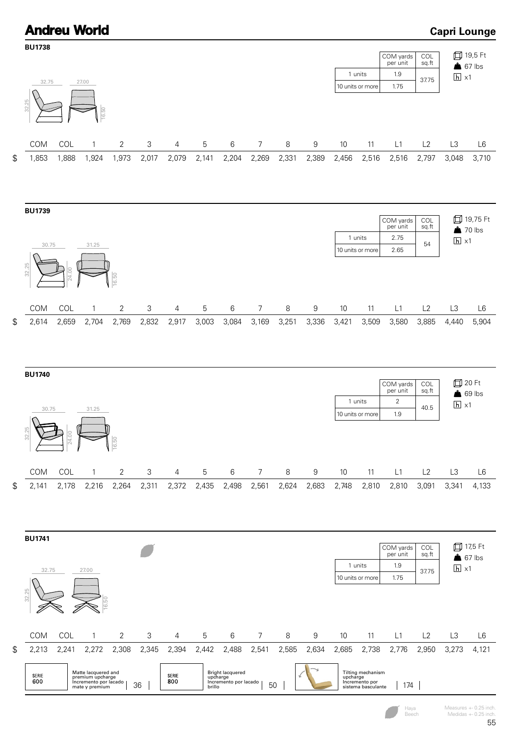# Andreu World

## Capri Lounge

### BU1738

32.75 / 27.00 / 32.25 / 16.50

| | COM yards per unit | COL sq.ft |
|---|---|---|
| 1 units | 1.9 | 37.75 |
| 10 units or more | 1.75 | |

19,5 Ft · 67 lbs · x1

| | COM | COL | 1 | 2 | 3 | 4 | 5 | 6 | 7 | 8 | 9 | 10 | 11 | L1 | L2 | L3 | L6 |
|---|---|---|---|---|---|---|---|---|---|---|---|---|---|---|---|---|---|
| $ | 1,853 | 1,888 | 1,924 | 1,973 | 2,017 | 2,079 | 2,141 | 2,204 | 2,269 | 2,331 | 2,389 | 2,456 | 2,516 | 2,516 | 2,797 | 3,048 | 3,710 |

### BU1739

30.75 / 31.25 / 32.25 / 24.00 / 16.50

| | COM yards per unit | COL sq.ft |
|---|---|---|
| 1 units | 2.75 | 54 |
| 10 units or more | 2.65 | |

19,75 Ft · 70 lbs · x1

| | COM | COL | 1 | 2 | 3 | 4 | 5 | 6 | 7 | 8 | 9 | 10 | 11 | L1 | L2 | L3 | L6 |
|---|---|---|---|---|---|---|---|---|---|---|---|---|---|---|---|---|---|
| $ | 2,614 | 2,659 | 2,704 | 2,769 | 2,832 | 2,917 | 3,003 | 3,084 | 3,169 | 3,251 | 3,336 | 3,421 | 3,509 | 3,580 | 3,885 | 4,440 | 5,904 |

### BU1740

30.75 / 31.25 / 32.25 / 24.00 / 16.50

| | COM yards per unit | COL sq.ft |
|---|---|---|
| 1 units | 2 | 40.5 |
| 10 units or more | 1.9 | |

20 Ft · 69 lbs · x1

| | COM | COL | 1 | 2 | 3 | 4 | 5 | 6 | 7 | 8 | 9 | 10 | 11 | L1 | L2 | L3 | L6 |
|---|---|---|---|---|---|---|---|---|---|---|---|---|---|---|---|---|---|
| $ | 2,141 | 2,178 | 2,216 | 2,264 | 2,311 | 2,372 | 2,435 | 2,498 | 2,561 | 2,624 | 2,683 | 2,748 | 2,810 | 2,810 | 3,091 | 3,341 | 4,133 |

### BU1741

32.75 / 27.00 / 32.25 / 16.50

| | COM yards per unit | COL sq.ft |
|---|---|---|
| 1 units | 1.9 | 37.75 |
| 10 units or more | 1.75 | |

17,5 Ft · 67 lbs · x1

| | COM | COL | 1 | 2 | 3 | 4 | 5 | 6 | 7 | 8 | 9 | 10 | 11 | L1 | L2 | L3 | L6 |
|---|---|---|---|---|---|---|---|---|---|---|---|---|---|---|---|---|---|
| $ | 2,213 | 2,241 | 2,272 | 2,308 | 2,345 | 2,394 | 2,442 | 2,488 | 2,541 | 2,585 | 2,634 | 2,685 | 2,738 | 2,776 | 2,950 | 3,273 | 4,121 |

| SERIE 600 | Matte lacquered and premium upcharge / Incremento por lacado mate y premium | 36 | SERIE 800 | Bright lacquered upcharge / Incremento por lacado brillo | 50 | | Tilting mechanism upcharge / Incremento por sistema basculante | 174 |
|---|---|---|---|---|---|---|---|---|

Haya / Beech

Measures +- 0.25 inch. / Medidas +- 0.25 inch.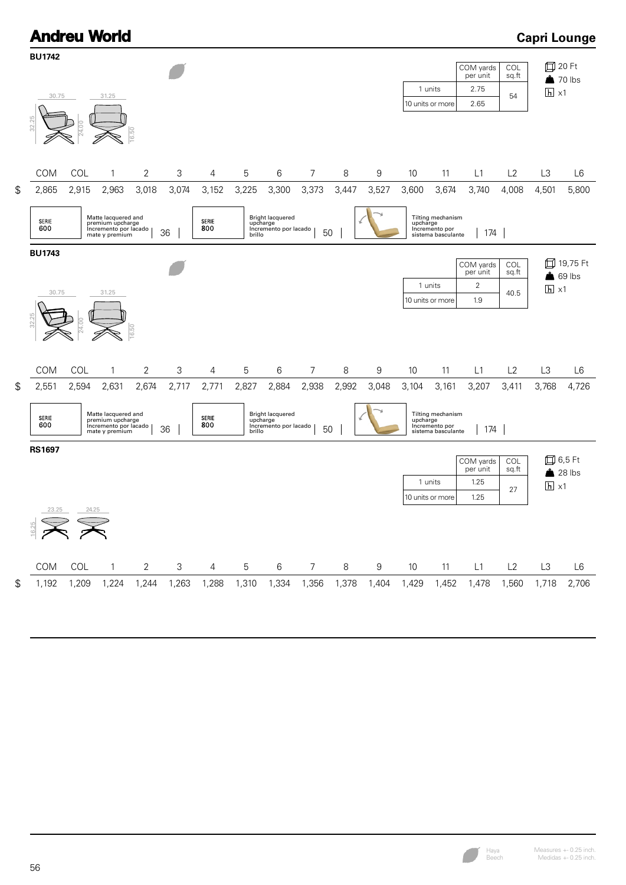# Andreu World

## Capri Lounge

### BU1742

30.75 | 31.25 | 32.25 | 24.00 | 16.50

| | COM yards per unit | COL sq.ft |
|---|---|---|
| 1 units | 2.75 | 54 |
| 10 units or more | 2.65 | |

20 Ft
70 lbs
x1

| | COM | COL | 1 | 2 | 3 | 4 | 5 | 6 | 7 | 8 | 9 | 10 | 11 | L1 | L2 | L3 | L6 |
|---|---|---|---|---|---|---|---|---|---|---|---|---|---|---|---|---|---|
| $ | 2,865 | 2,915 | 2,963 | 3,018 | 3,074 | 3,152 | 3,225 | 3,300 | 3,373 | 3,447 | 3,527 | 3,600 | 3,674 | 3,740 | 4,008 | 4,501 | 5,800 |

SERIE 600 — Matte lacquered and premium upcharge / Incremento por lacado mate y premium: 36

SERIE 800 — Bright lacquered upcharge / Incremento por lacado brillo: 50

Tilting mechanism upcharge / Incremento por sistema basculante: 174

### BU1743

30.75 | 31.25 | 32.25 | 24.00 | 16.50

| | COM yards per unit | COL sq.ft |
|---|---|---|
| 1 units | 2 | 40.5 |
| 10 units or more | 1.9 | |

19,75 Ft
69 lbs
x1

| | COM | COL | 1 | 2 | 3 | 4 | 5 | 6 | 7 | 8 | 9 | 10 | 11 | L1 | L2 | L3 | L6 |
|---|---|---|---|---|---|---|---|---|---|---|---|---|---|---|---|---|---|
| $ | 2,551 | 2,594 | 2,631 | 2,674 | 2,717 | 2,771 | 2,827 | 2,884 | 2,938 | 2,992 | 3,048 | 3,104 | 3,161 | 3,207 | 3,411 | 3,768 | 4,726 |

SERIE 600 — Matte lacquered and premium upcharge / Incremento por lacado mate y premium: 36

SERIE 800 — Bright lacquered upcharge / Incremento por lacado brillo: 50

Tilting mechanism upcharge / Incremento por sistema basculante: 174

### RS1697

23.25 | 24.25 | 16.25

| | COM yards per unit | COL sq.ft |
|---|---|---|
| 1 units | 1.25 | 27 |
| 10 units or more | 1.25 | |

6,5 Ft
28 lbs
x1

| | COM | COL | 1 | 2 | 3 | 4 | 5 | 6 | 7 | 8 | 9 | 10 | 11 | L1 | L2 | L3 | L6 |
|---|---|---|---|---|---|---|---|---|---|---|---|---|---|---|---|---|---|
| $ | 1,192 | 1,209 | 1,224 | 1,244 | 1,263 | 1,288 | 1,310 | 1,334 | 1,356 | 1,378 | 1,404 | 1,429 | 1,452 | 1,478 | 1,560 | 1,718 | 2,706 |

Haya / Beech

Measures +- 0.25 inch.
Medidas +- 0.25 inch.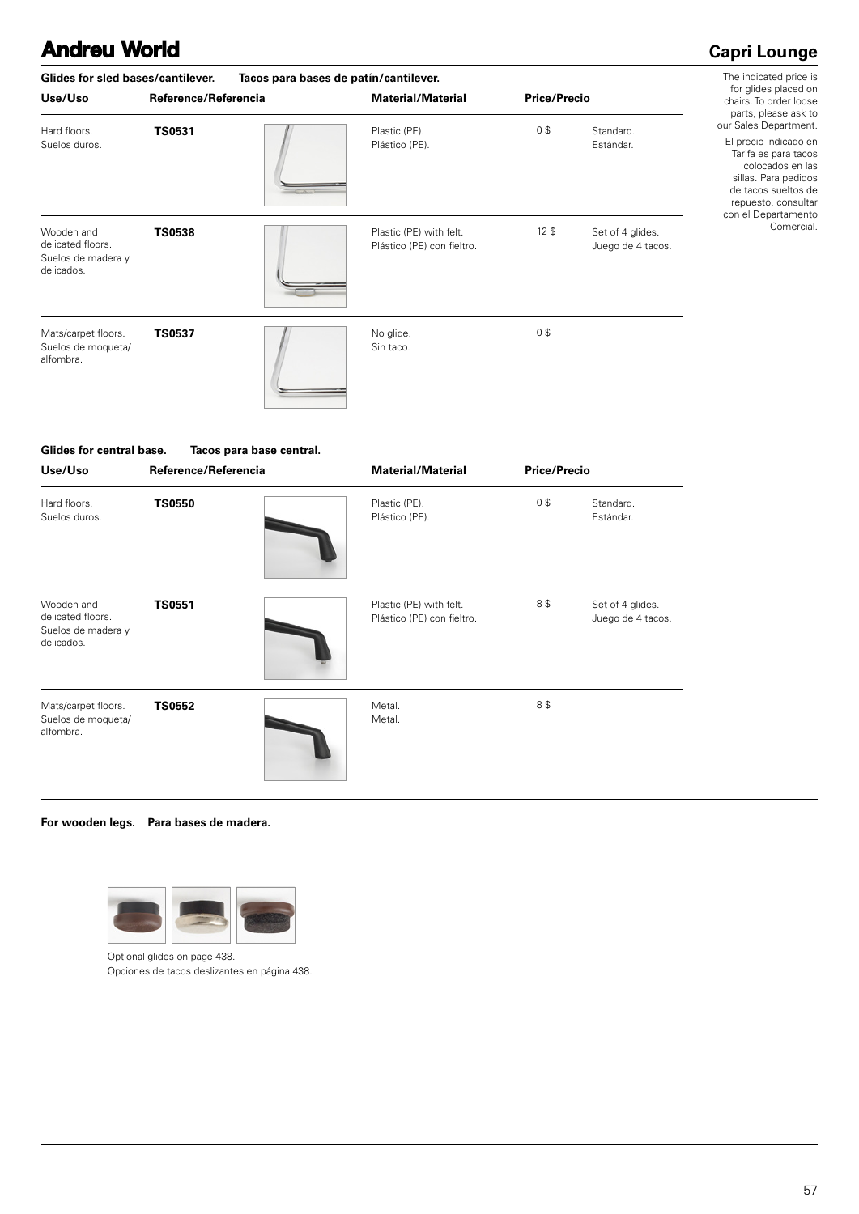# Andreu World

## Capri Lounge

The indicated price is for glides placed on chairs. To order loose parts, please ask to our Sales Department.

El precio indicado en Tarifa es para tacos colocados en las sillas. Para pedidos de tacos sueltos de repuesto, consultar con el Departamento Comercial.

**Glides for sled bases/cantilever.** **Tacos para bases de patín/cantilever.**

| Use/Uso | Reference/Referencia | Material/Material | Price/Precio | |
|---|---|---|---|---|
| Hard floors. Suelos duros. | **TS0531** | Plastic (PE). Plástico (PE). | 0 $ | Standard. Estándar. |
| Wooden and delicated floors. Suelos de madera y delicados. | **TS0538** | Plastic (PE) with felt. Plástico (PE) con fieltro. | 12 $ | Set of 4 glides. Juego de 4 tacos. |
| Mats/carpet floors. Suelos de moqueta/ alfombra. | **TS0537** | No glide. Sin taco. | 0 $ | |

**Glides for central base.** **Tacos para base central.**

| Use/Uso | Reference/Referencia | Material/Material | Price/Precio | |
|---|---|---|---|---|
| Hard floors. Suelos duros. | **TS0550** | Plastic (PE). Plástico (PE). | 0 $ | Standard. Estándar. |
| Wooden and delicated floors. Suelos de madera y delicados. | **TS0551** | Plastic (PE) with felt. Plástico (PE) con fieltro. | 8 $ | Set of 4 glides. Juego de 4 tacos. |
| Mats/carpet floors. Suelos de moqueta/ alfombra. | **TS0552** | Metal. Metal. | 8 $ | |

**For wooden legs.** **Para bases de madera.**

Optional glides on page 438.
Opciones de tacos deslizantes en página 438.